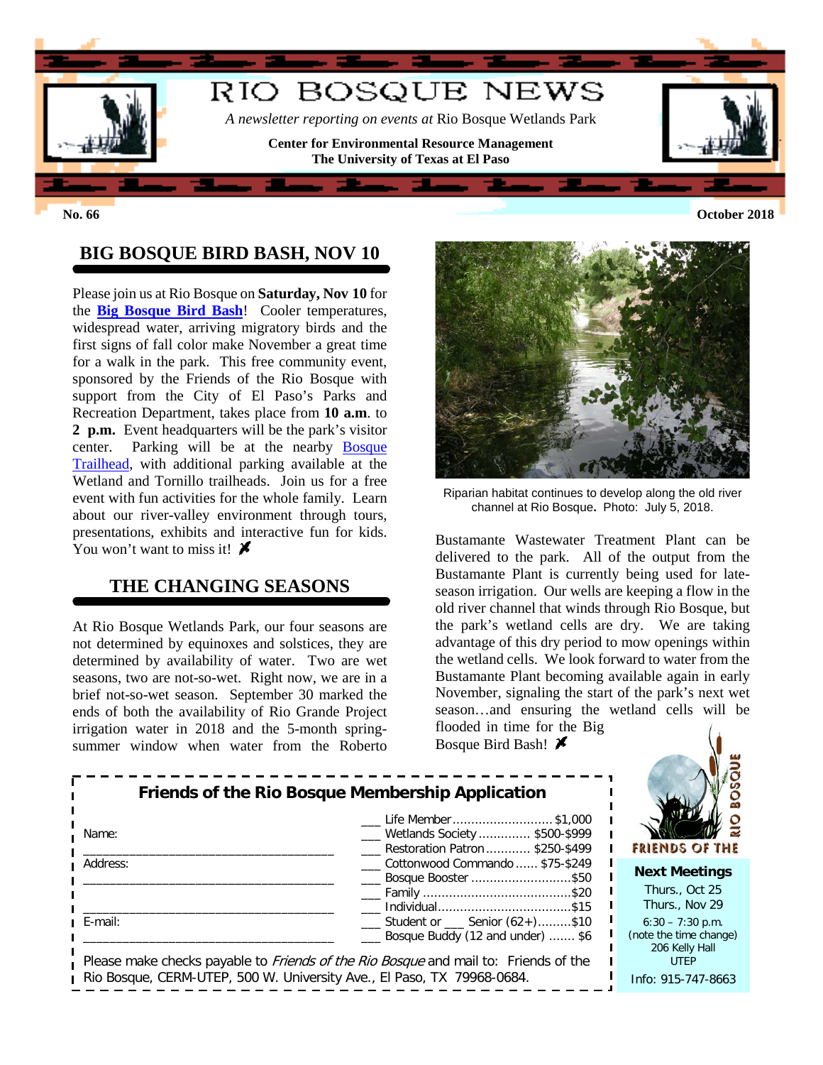# RIO BOSQUE NEWS

*A newsletter reporting on events at* Rio Bosque Wetlands Park

**Center for Environmental Resource Management**
**The University of Texas at El Paso**

**No. 66** **October 2018**

## BIG BOSQUE BIRD BASH, NOV 10

Please join us at Rio Bosque on **Saturday, Nov 10** for the **Big Bosque Bird Bash**! Cooler temperatures, widespread water, arriving migratory birds and the first signs of fall color make November a great time for a walk in the park. This free community event, sponsored by the Friends of the Rio Bosque with support from the City of El Paso's Parks and Recreation Department, takes place from **10 a.m**. to **2 p.m.** Event headquarters will be the park's visitor center. Parking will be at the nearby Bosque Trailhead, with additional parking available at the Wetland and Tornillo trailheads. Join us for a free event with fun activities for the whole family. Learn about our river-valley environment through tours, presentations, exhibits and interactive fun for kids. You won't want to miss it!

## THE CHANGING SEASONS

At Rio Bosque Wetlands Park, our four seasons are not determined by equinoxes and solstices, they are determined by availability of water. Two are wet seasons, two are not-so-wet. Right now, we are in a brief not-so-wet season. September 30 marked the ends of both the availability of Rio Grande Project irrigation water in 2018 and the 5-month spring-summer window when water from the Roberto Bustamante Wastewater Treatment Plant can be delivered to the park. All of the output from the Bustamante Plant is currently being used for late-season irrigation. Our wells are keeping a flow in the old river channel that winds through Rio Bosque, but the park's wetland cells are dry. We are taking advantage of this dry period to mow openings within the wetland cells. We look forward to water from the Bustamante Plant becoming available again in early November, signaling the start of the park's next wet season…and ensuring the wetland cells will be flooded in time for the Big Bosque Bird Bash!

Riparian habitat continues to develop along the old river channel at Rio Bosque. Photo: July 5, 2018.

### Friends of the Rio Bosque Membership Application

Name: ___________________________________

Address: ___________________________________

___________________________________

E-mail: ___________________________________

- ___ Life Member .......................... $1,000
- ___ Wetlands Society ............. $500-$999
- ___ Restoration Patron ............ $250-$499
- ___ Cottonwood Commando ...... $75-$249
- ___ Bosque Booster ........................... $50
- ___ Family ........................................ $20
- ___ Individual .................................... $15
- ___ Student or ___ Senior (62+) ......... $10
- ___ Bosque Buddy (12 and under) ....... $6

Please make checks payable to *Friends of the Rio Bosque* and mail to: Friends of the Rio Bosque, CERM-UTEP, 500 W. University Ave., El Paso, TX 79968-0684.

FRIENDS OF THE RIO BOSQUE

**Next Meetings**

Thurs., Oct 25
Thurs., Nov 29
6:30 – 7:30 p.m.
(note the time change)
206 Kelly Hall
UTEP

Info: 915-747-8663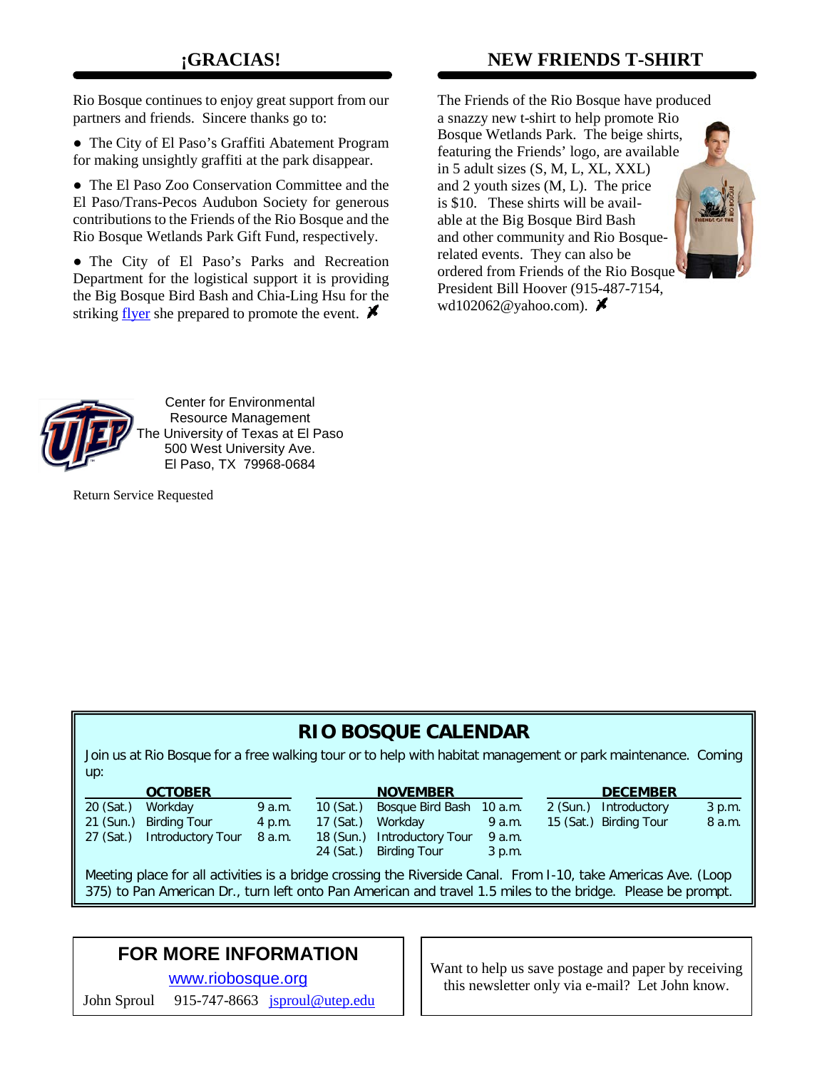## ¡GRACIAS!

Rio Bosque continues to enjoy great support from our partners and friends. Sincere thanks go to:

- The City of El Paso's Graffiti Abatement Program for making unsightly graffiti at the park disappear.
- The El Paso Zoo Conservation Committee and the El Paso/Trans-Pecos Audubon Society for generous contributions to the Friends of the Rio Bosque and the Rio Bosque Wetlands Park Gift Fund, respectively.
- The City of El Paso's Parks and Recreation Department for the logistical support it is providing the Big Bosque Bird Bash and Chia-Ling Hsu for the striking flyer she prepared to promote the event.

## NEW FRIENDS T-SHIRT

The Friends of the Rio Bosque have produced a snazzy new t-shirt to help promote Rio Bosque Wetlands Park. The beige shirts, featuring the Friends' logo, are available in 5 adult sizes (S, M, L, XL, XXL) and 2 youth sizes (M, L). The price is $10. These shirts will be available at the Big Bosque Bird Bash and other community and Rio Bosque-related events. They can also be ordered from Friends of the Rio Bosque President Bill Hoover (915-487-7154, wd102062@yahoo.com).

Center for Environmental Resource Management
The University of Texas at El Paso
500 West University Ave.
El Paso, TX 79968-0684

Return Service Requested

## RIO BOSQUE CALENDAR

Join us at Rio Bosque for a free walking tour or to help with habitat management or park maintenance. Coming up:

| OCTOBER | | | NOVEMBER | | | DECEMBER | | |
|---|---|---|---|---|---|---|---|---|
| 20 (Sat.) | Workday | 9 a.m. | 10 (Sat.) | Bosque Bird Bash | 10 a.m. | 2 (Sun.) | Introductory | 3 p.m. |
| 21 (Sun.) | Birding Tour | 4 p.m. | 17 (Sat.) | Workday | 9 a.m. | 15 (Sat.) | Birding Tour | 8 a.m. |
| 27 (Sat.) | Introductory Tour | 8 a.m. | 18 (Sun.) | Introductory Tour | 9 a.m. | | | |
| | | | 24 (Sat.) | Birding Tour | 3 p.m. | | | |

Meeting place for all activities is a bridge crossing the Riverside Canal. From I-10, take Americas Ave. (Loop 375) to Pan American Dr., turn left onto Pan American and travel 1.5 miles to the bridge. Please be prompt.

## FOR MORE INFORMATION

www.riobosque.org

John Sproul 915-747-8663 jsproul@utep.edu

Want to help us save postage and paper by receiving this newsletter only via e-mail? Let John know.